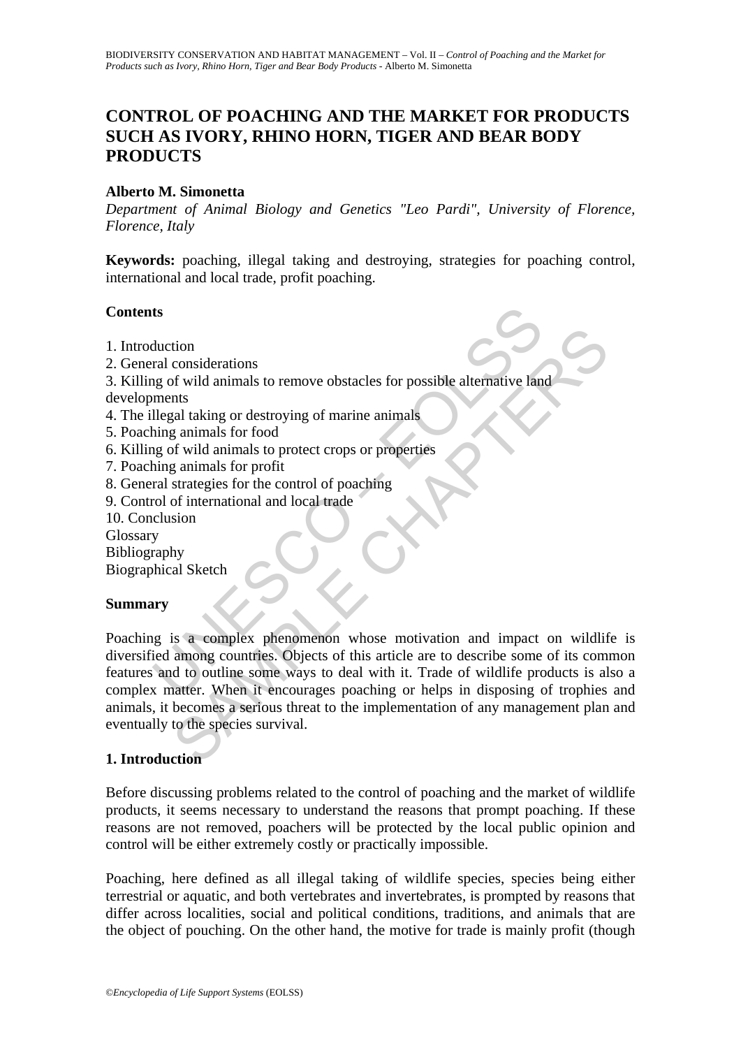# CONTROL OF POACHING AND THE MARKET FOR PRODUCTS SUCH AS IVORY, RHINO HORN, TIGER AND BEAR BODY PRODUCTS

**Alberto M. Simonetta**

*Department of Animal Biology and Genetics "Leo Pardi", University of Florence, Florence, Italy*

**Keywords:** poaching, illegal taking and destroying, strategies for poaching control, international and local trade, profit poaching.

## Contents

1. Introduction
2. General considerations
3. Killing of wild animals to remove obstacles for possible alternative land developments
4. The illegal taking or destroying of marine animals
5. Poaching animals for food
6. Killing of wild animals to protect crops or properties
7. Poaching animals for profit
8. General strategies for the control of poaching
9. Control of international and local trade
10. Conclusion

Glossary
Bibliography
Biographical Sketch

## Summary

Poaching is a complex phenomenon whose motivation and impact on wildlife is diversified among countries. Objects of this article are to describe some of its common features and to outline some ways to deal with it. Trade of wildlife products is also a complex matter. When it encourages poaching or helps in disposing of trophies and animals, it becomes a serious threat to the implementation of any management plan and eventually to the species survival.

## 1. Introduction

Before discussing problems related to the control of poaching and the market of wildlife products, it seems necessary to understand the reasons that prompt poaching. If these reasons are not removed, poachers will be protected by the local public opinion and control will be either extremely costly or practically impossible.

Poaching, here defined as all illegal taking of wildlife species, species being either terrestrial or aquatic, and both vertebrates and invertebrates, is prompted by reasons that differ across localities, social and political conditions, traditions, and animals that are the object of pouching. On the other hand, the motive for trade is mainly profit (though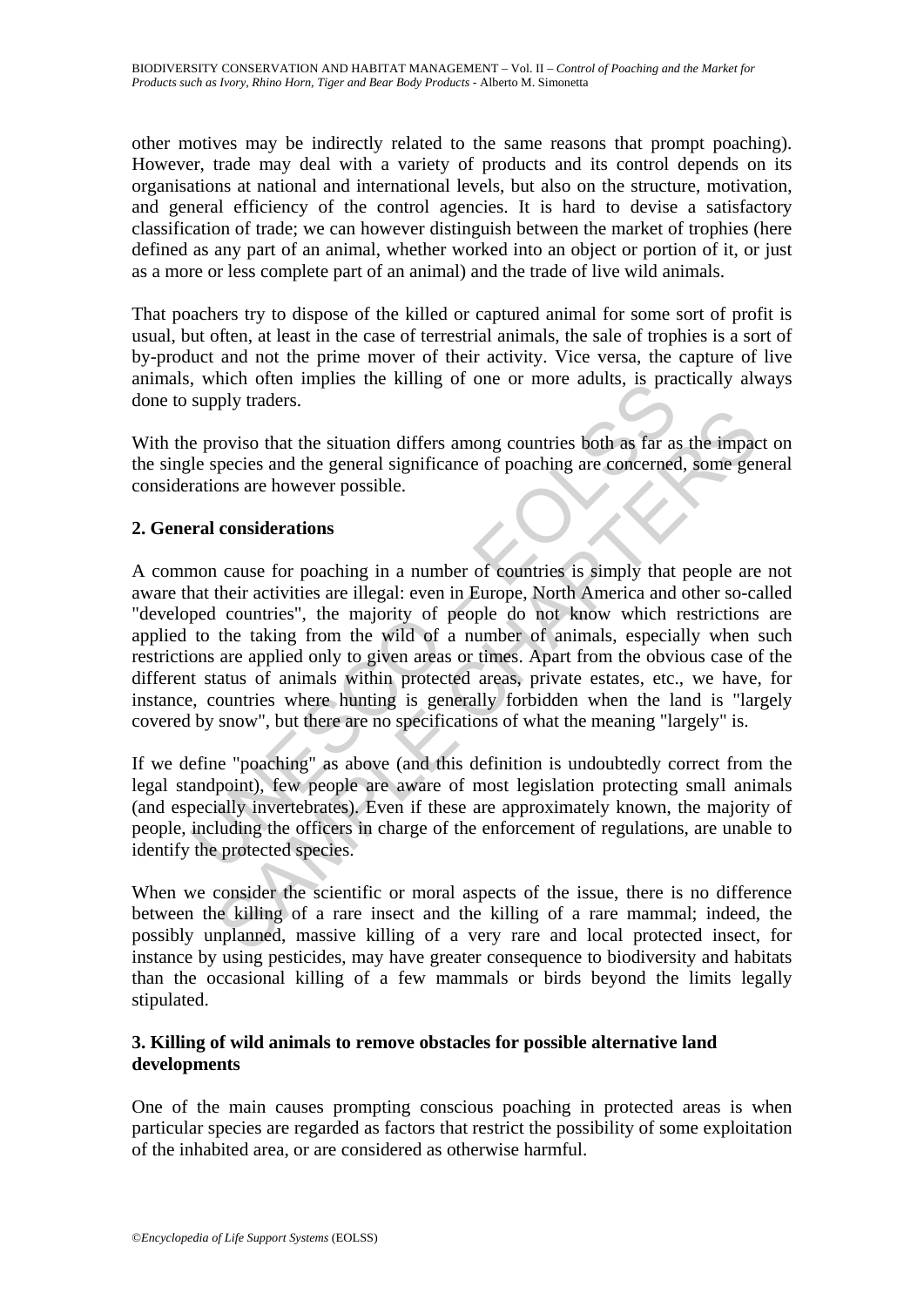other motives may be indirectly related to the same reasons that prompt poaching). However, trade may deal with a variety of products and its control depends on its organisations at national and international levels, but also on the structure, motivation, and general efficiency of the control agencies. It is hard to devise a satisfactory classification of trade; we can however distinguish between the market of trophies (here defined as any part of an animal, whether worked into an object or portion of it, or just as a more or less complete part of an animal) and the trade of live wild animals.

That poachers try to dispose of the killed or captured animal for some sort of profit is usual, but often, at least in the case of terrestrial animals, the sale of trophies is a sort of by-product and not the prime mover of their activity. Vice versa, the capture of live animals, which often implies the killing of one or more adults, is practically always done to supply traders.

With the proviso that the situation differs among countries both as far as the impact on the single species and the general significance of poaching are concerned, some general considerations are however possible.

## 2. General considerations

A common cause for poaching in a number of countries is simply that people are not aware that their activities are illegal: even in Europe, North America and other so-called "developed countries", the majority of people do not know which restrictions are applied to the taking from the wild of a number of animals, especially when such restrictions are applied only to given areas or times. Apart from the obvious case of the different status of animals within protected areas, private estates, etc., we have, for instance, countries where hunting is generally forbidden when the land is "largely covered by snow", but there are no specifications of what the meaning "largely" is.

If we define "poaching" as above (and this definition is undoubtedly correct from the legal standpoint), few people are aware of most legislation protecting small animals (and especially invertebrates). Even if these are approximately known, the majority of people, including the officers in charge of the enforcement of regulations, are unable to identify the protected species.

When we consider the scientific or moral aspects of the issue, there is no difference between the killing of a rare insect and the killing of a rare mammal; indeed, the possibly unplanned, massive killing of a very rare and local protected insect, for instance by using pesticides, may have greater consequence to biodiversity and habitats than the occasional killing of a few mammals or birds beyond the limits legally stipulated.

## 3. Killing of wild animals to remove obstacles for possible alternative land developments

One of the main causes prompting conscious poaching in protected areas is when particular species are regarded as factors that restrict the possibility of some exploitation of the inhabited area, or are considered as otherwise harmful.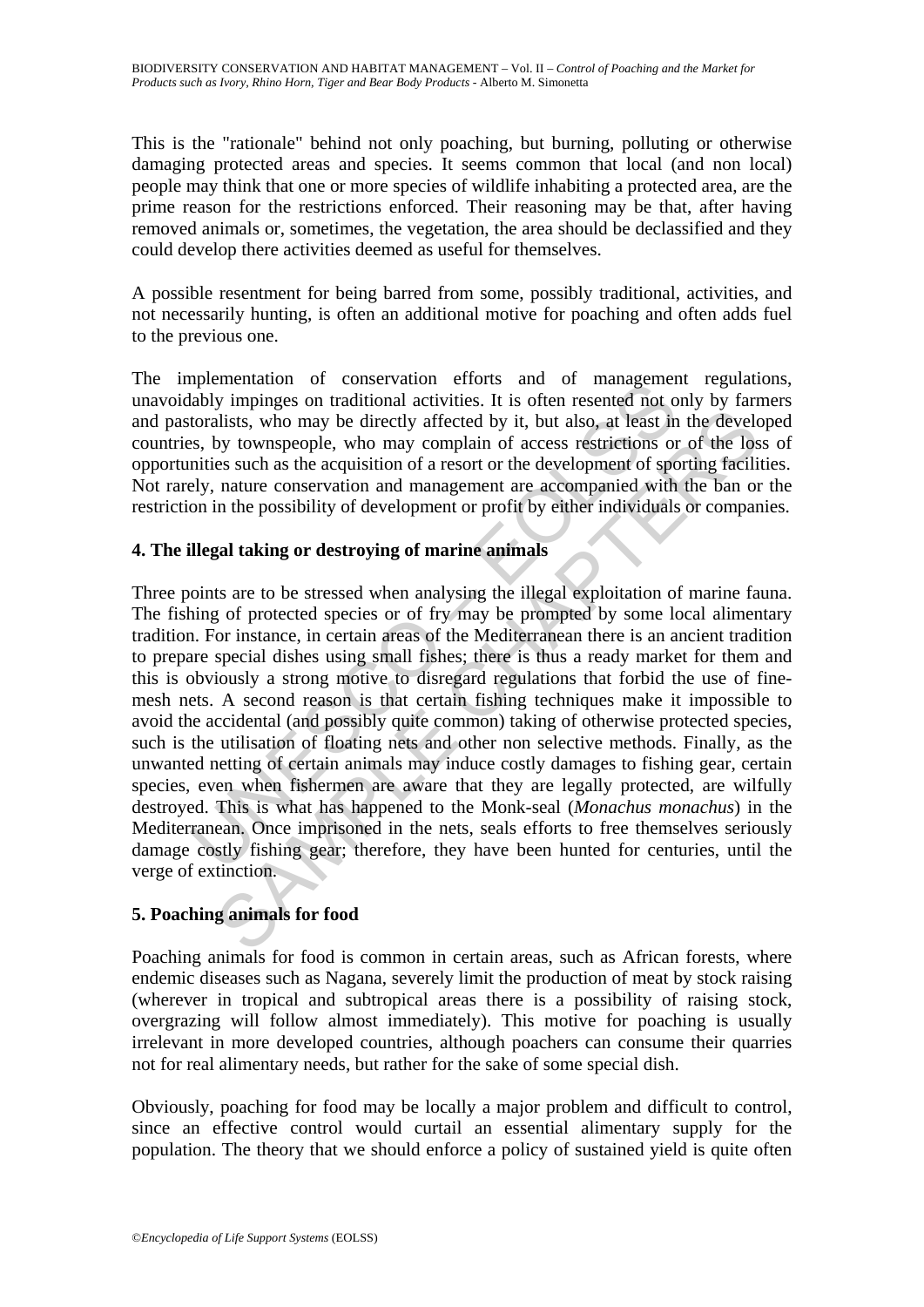This is the "rationale" behind not only poaching, but burning, polluting or otherwise damaging protected areas and species. It seems common that local (and non local) people may think that one or more species of wildlife inhabiting a protected area, are the prime reason for the restrictions enforced. Their reasoning may be that, after having removed animals or, sometimes, the vegetation, the area should be declassified and they could develop there activities deemed as useful for themselves.

A possible resentment for being barred from some, possibly traditional, activities, and not necessarily hunting, is often an additional motive for poaching and often adds fuel to the previous one.

The implementation of conservation efforts and of management regulations, unavoidably impinges on traditional activities. It is often resented not only by farmers and pastoralists, who may be directly affected by it, but also, at least in the developed countries, by townspeople, who may complain of access restrictions or of the loss of opportunities such as the acquisition of a resort or the development of sporting facilities. Not rarely, nature conservation and management are accompanied with the ban or the restriction in the possibility of development or profit by either individuals or companies.

## 4. The illegal taking or destroying of marine animals

Three points are to be stressed when analysing the illegal exploitation of marine fauna. The fishing of protected species or of fry may be prompted by some local alimentary tradition. For instance, in certain areas of the Mediterranean there is an ancient tradition to prepare special dishes using small fishes; there is thus a ready market for them and this is obviously a strong motive to disregard regulations that forbid the use of fine-mesh nets. A second reason is that certain fishing techniques make it impossible to avoid the accidental (and possibly quite common) taking of otherwise protected species, such is the utilisation of floating nets and other non selective methods. Finally, as the unwanted netting of certain animals may induce costly damages to fishing gear, certain species, even when fishermen are aware that they are legally protected, are wilfully destroyed. This is what has happened to the Monk-seal (*Monachus monachus*) in the Mediterranean. Once imprisoned in the nets, seals efforts to free themselves seriously damage costly fishing gear; therefore, they have been hunted for centuries, until the verge of extinction.

## 5. Poaching animals for food

Poaching animals for food is common in certain areas, such as African forests, where endemic diseases such as Nagana, severely limit the production of meat by stock raising (wherever in tropical and subtropical areas there is a possibility of raising stock, overgrazing will follow almost immediately). This motive for poaching is usually irrelevant in more developed countries, although poachers can consume their quarries not for real alimentary needs, but rather for the sake of some special dish.

Obviously, poaching for food may be locally a major problem and difficult to control, since an effective control would curtail an essential alimentary supply for the population. The theory that we should enforce a policy of sustained yield is quite often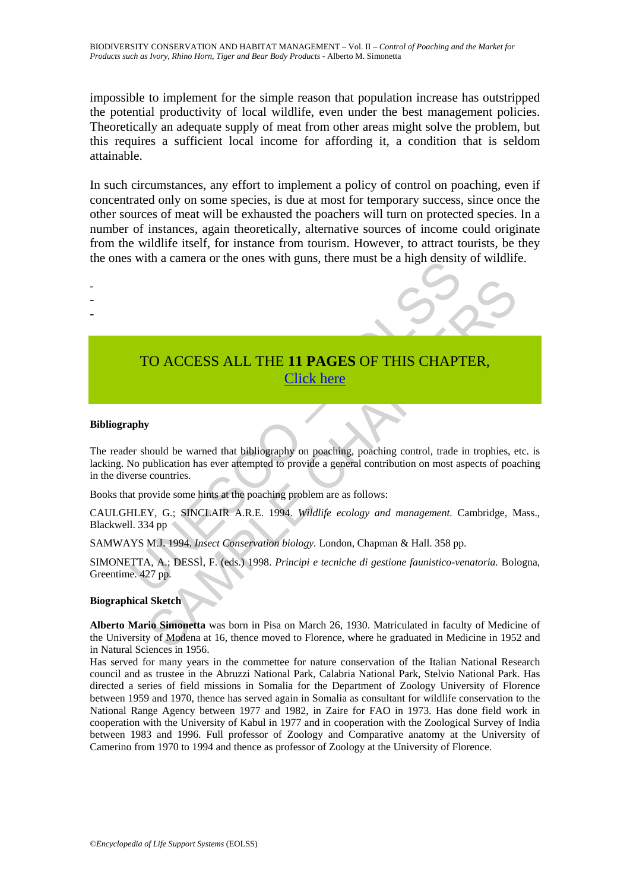impossible to implement for the simple reason that population increase has outstripped the potential productivity of local wildlife, even under the best management policies. Theoretically an adequate supply of meat from other areas might solve the problem, but this requires a sufficient local income for affording it, a condition that is seldom attainable.

In such circumstances, any effort to implement a policy of control on poaching, even if concentrated only on some species, is due at most for temporary success, since once the other sources of meat will be exhausted the poachers will turn on protected species. In a number of instances, again theoretically, alternative sources of income could originate from the wildlife itself, for instance from tourism. However, to attract tourists, be they the ones with a camera or the ones with guns, there must be a high density of wildlife.

-
-
-

TO ACCESS ALL THE **11 PAGES** OF THIS CHAPTER,
Click here

**Bibliography**

The reader should be warned that bibliography on poaching, poaching control, trade in trophies, etc. is lacking. No publication has ever attempted to provide a general contribution on most aspects of poaching in the diverse countries.

Books that provide some hints at the poaching problem are as follows:

CAULGHLEY, G.; SINCLAIR A.R.E. 1994. *Wildlife ecology and management.* Cambridge, Mass., Blackwell. 334 pp

SAMWAYS M.J. 1994. *Insect Conservation biology.* London, Chapman & Hall. 358 pp.

SIMONETTA, A.; DESSÌ, F. (eds.) 1998. *Principi e tecniche di gestione faunistico-venatoria.* Bologna, Greentime. 427 pp.

**Biographical Sketch**

**Alberto Mario Simonetta** was born in Pisa on March 26, 1930. Matriculated in faculty of Medicine of the University of Modena at 16, thence moved to Florence, where he graduated in Medicine in 1952 and in Natural Sciences in 1956.

Has served for many years in the commettee for nature conservation of the Italian National Research council and as trustee in the Abruzzi National Park, Calabria National Park, Stelvio National Park. Has directed a series of field missions in Somalia for the Department of Zoology University of Florence between 1959 and 1970, thence has served again in Somalia as consultant for wildlife conservation to the National Range Agency between 1977 and 1982, in Zaire for FAO in 1973. Has done field work in cooperation with the University of Kabul in 1977 and in cooperation with the Zoological Survey of India between 1983 and 1996. Full professor of Zoology and Comparative anatomy at the University of Camerino from 1970 to 1994 and thence as professor of Zoology at the University of Florence.